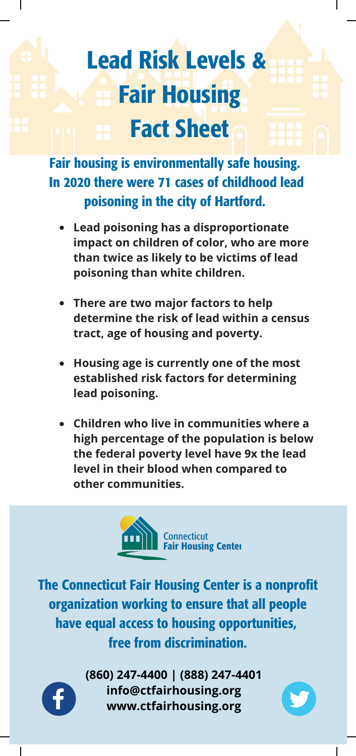# Lead Risk Levels & Fair Housing Fact Sheet

## Fair housing is environmentally safe housing. In 2020 there were 71 cases of childhood lead poisoning in the city of Hartford.

- **Lead poisoning has a disproportionate impact on children of color, who are more than twice as likely to be victims of lead poisoning than white children.**
- **There are two major factors to help determine the risk of lead within a census tract, age of housing and poverty.**
- **Housing age is currently one of the most established risk factors for determining lead poisoning.**
- **Children who live in communities where a high percentage of the population is below the federal poverty level have 9x the lead level in their blood when compared to other communities.**

Connecticut Fair Housing Center

## The Connecticut Fair Housing Center is a nonprofit organization working to ensure that all people have equal access to housing opportunities, free from discrimination.

**(860) 247-4400 | (888) 247-4401**
**info@ctfairhousing.org**
**www.ctfairhousing.org**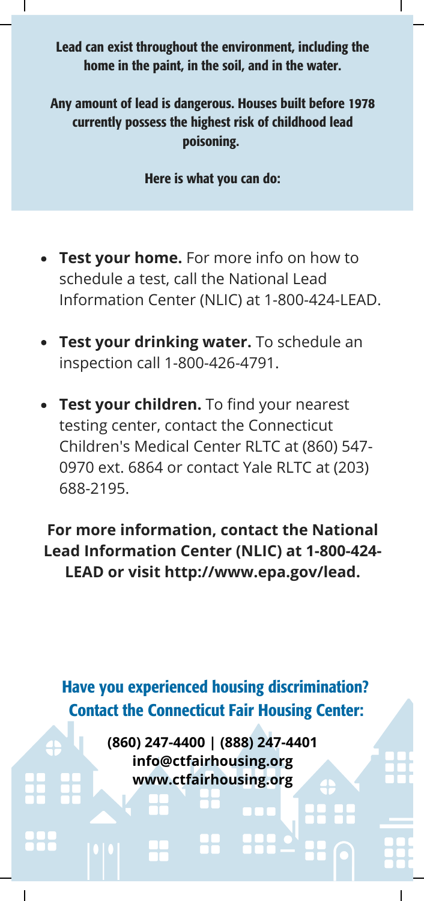**Lead can exist throughout the environment, including the home in the paint, in the soil, and in the water.**

**Any amount of lead is dangerous. Houses built before 1978 currently possess the highest risk of childhood lead poisoning.**

**Here is what you can do:**

- **Test your home.** For more info on how to schedule a test, call the National Lead Information Center (NLIC) at 1-800-424-LEAD.
- **Test your drinking water.** To schedule an inspection call 1-800-426-4791.
- **Test your children.** To find your nearest testing center, contact the Connecticut Children's Medical Center RLTC at (860) 547-0970 ext. 6864 or contact Yale RLTC at (203) 688-2195.

**For more information, contact the National Lead Information Center (NLIC) at 1-800-424-LEAD or visit http://www.epa.gov/lead.**

## Have you experienced housing discrimination? Contact the Connecticut Fair Housing Center:

**(860) 247-4400 | (888) 247-4401**
**info@ctfairhousing.org**
**www.ctfairhousing.org**